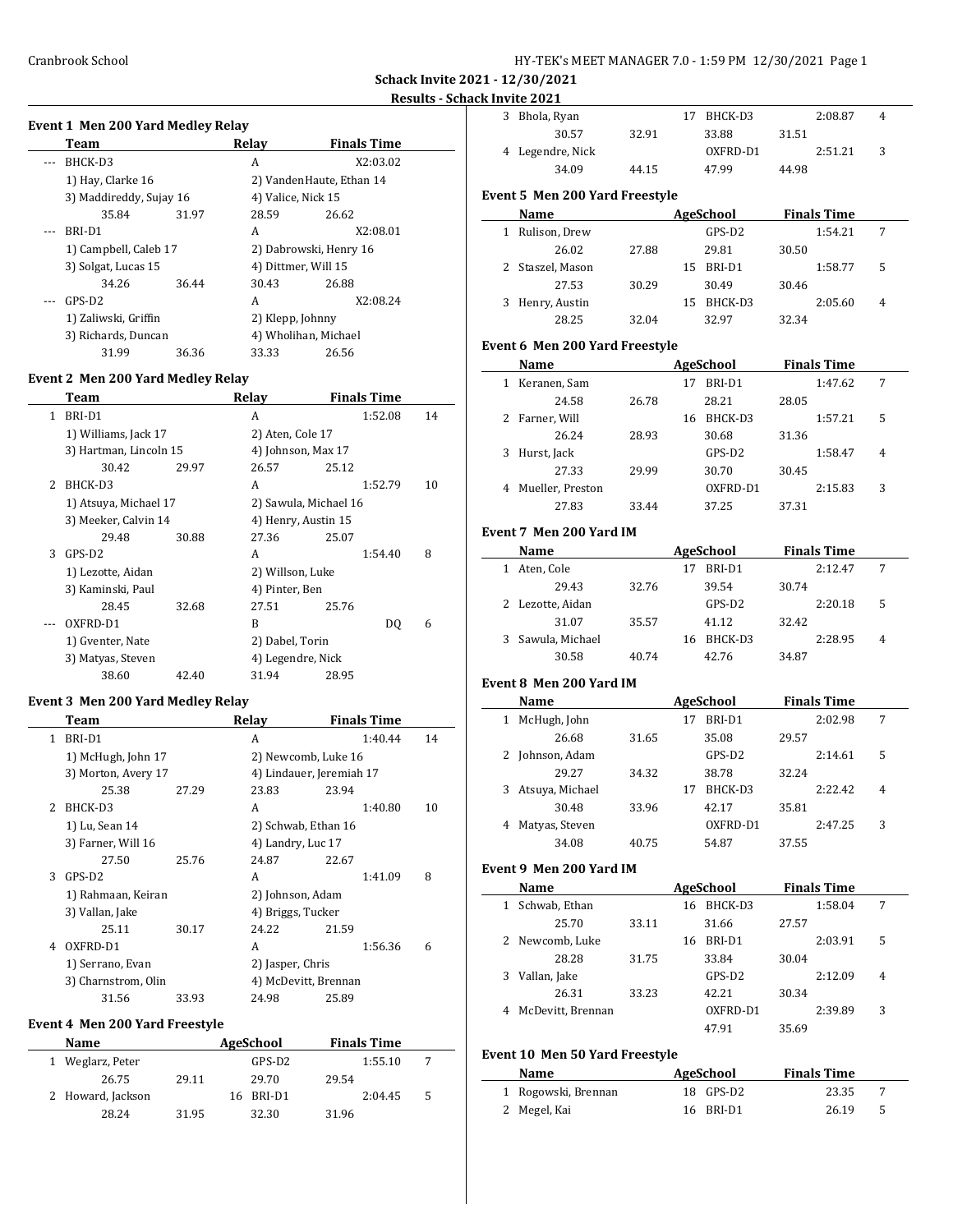Schack Invite 2021 - 12/30/2021

Results - Schack Invite 2021

### Event 1 Men 200 Yard Medley Relay

| | Team | Relay | Finals Time | |
|---|---|---|---|---|
| --- | BHCK-D3 | A | X2:03.02 | |
| | 1) Hay, Clarke 16 | 2) VandenHaute, Ethan 14 | | |
| | 3) Maddireddy, Sujay 16 | 4) Valice, Nick 15 | | |
| | 35.84 31.97 | 28.59 26.62 | | |
| --- | BRI-D1 | A | X2:08.01 | |
| | 1) Campbell, Caleb 17 | 2) Dabrowski, Henry 16 | | |
| | 3) Solgat, Lucas 15 | 4) Dittmer, Will 15 | | |
| | 34.26 36.44 | 30.43 26.88 | | |
| --- | GPS-D2 | A | X2:08.24 | |
| | 1) Zaliwski, Griffin | 2) Klepp, Johnny | | |
| | 3) Richards, Duncan | 4) Wholihan, Michael | | |
| | 31.99 36.36 | 33.33 26.56 | | |

### Event 2 Men 200 Yard Medley Relay

| | Team | Relay | Finals Time | |
|---|---|---|---|---|
| 1 | BRI-D1 | A | 1:52.08 | 14 |
| | 1) Williams, Jack 17 | 2) Aten, Cole 17 | | |
| | 3) Hartman, Lincoln 15 | 4) Johnson, Max 17 | | |
| | 30.42 29.97 | 26.57 25.12 | | |
| 2 | BHCK-D3 | A | 1:52.79 | 10 |
| | 1) Atsuya, Michael 17 | 2) Sawula, Michael 16 | | |
| | 3) Meeker, Calvin 14 | 4) Henry, Austin 15 | | |
| | 29.48 30.88 | 27.36 25.07 | | |
| 3 | GPS-D2 | A | 1:54.40 | 8 |
| | 1) Lezotte, Aidan | 2) Willson, Luke | | |
| | 3) Kaminski, Paul | 4) Pinter, Ben | | |
| | 28.45 32.68 | 27.51 25.76 | | |
| --- | OXFRD-D1 | B | DQ | 6 |
| | 1) Gventer, Nate | 2) Dabel, Torin | | |
| | 3) Matyas, Steven | 4) Legendre, Nick | | |
| | 38.60 42.40 | 31.94 28.95 | | |

### Event 3 Men 200 Yard Medley Relay

| | Team | Relay | Finals Time | |
|---|---|---|---|---|
| 1 | BRI-D1 | A | 1:40.44 | 14 |
| | 1) McHugh, John 17 | 2) Newcomb, Luke 16 | | |
| | 3) Morton, Avery 17 | 4) Lindauer, Jeremiah 17 | | |
| | 25.38 27.29 | 23.83 23.94 | | |
| 2 | BHCK-D3 | A | 1:40.80 | 10 |
| | 1) Lu, Sean 14 | 2) Schwab, Ethan 16 | | |
| | 3) Farner, Will 16 | 4) Landry, Luc 17 | | |
| | 27.50 25.76 | 24.87 22.67 | | |
| 3 | GPS-D2 | A | 1:41.09 | 8 |
| | 1) Rahmaan, Keiran | 2) Johnson, Adam | | |
| | 3) Vallan, Jake | 4) Briggs, Tucker | | |
| | 25.11 30.17 | 24.22 21.59 | | |
| 4 | OXFRD-D1 | A | 1:56.36 | 6 |
| | 1) Serrano, Evan | 2) Jasper, Chris | | |
| | 3) Charnstrom, Olin | 4) McDevitt, Brennan | | |
| | 31.56 33.93 | 24.98 25.89 | | |

### Event 4 Men 200 Yard Freestyle

| | Name | Age | School | Finals Time | |
|---|---|---|---|---|---|
| 1 | Weglarz, Peter | | GPS-D2 | 1:55.10 | 7 |
| | 26.75 29.11 | | 29.70 | 29.54 | |
| 2 | Howard, Jackson | 16 | BRI-D1 | 2:04.45 | 5 |
| | 28.24 31.95 | | 32.30 | 31.96 | |
| 3 | Bhola, Ryan | 17 | BHCK-D3 | 2:08.87 | 4 |
| | 30.57 32.91 | | 33.88 | 31.51 | |
| 4 | Legendre, Nick | | OXFRD-D1 | 2:51.21 | 3 |
| | 34.09 44.15 | | 47.99 | 44.98 | |

### Event 5 Men 200 Yard Freestyle

| | Name | Age | School | Finals Time | |
|---|---|---|---|---|---|
| 1 | Rulison, Drew | | GPS-D2 | 1:54.21 | 7 |
| | 26.02 27.88 | | 29.81 | 30.50 | |
| 2 | Staszel, Mason | 15 | BRI-D1 | 1:58.77 | 5 |
| | 27.53 30.29 | | 30.49 | 30.46 | |
| 3 | Henry, Austin | 15 | BHCK-D3 | 2:05.60 | 4 |
| | 28.25 32.04 | | 32.97 | 32.34 | |

### Event 6 Men 200 Yard Freestyle

| | Name | Age | School | Finals Time | |
|---|---|---|---|---|---|
| 1 | Keranen, Sam | 17 | BRI-D1 | 1:47.62 | 7 |
| | 24.58 26.78 | | 28.21 | 28.05 | |
| 2 | Farner, Will | 16 | BHCK-D3 | 1:57.21 | 5 |
| | 26.24 28.93 | | 30.68 | 31.36 | |
| 3 | Hurst, Jack | | GPS-D2 | 1:58.47 | 4 |
| | 27.33 29.99 | | 30.70 | 30.45 | |
| 4 | Mueller, Preston | | OXFRD-D1 | 2:15.83 | 3 |
| | 27.83 33.44 | | 37.25 | 37.31 | |

### Event 7 Men 200 Yard IM

| | Name | Age | School | Finals Time | |
|---|---|---|---|---|---|
| 1 | Aten, Cole | 17 | BRI-D1 | 2:12.47 | 7 |
| | 29.43 32.76 | | 39.54 | 30.74 | |
| 2 | Lezotte, Aidan | | GPS-D2 | 2:20.18 | 5 |
| | 31.07 35.57 | | 41.12 | 32.42 | |
| 3 | Sawula, Michael | 16 | BHCK-D3 | 2:28.95 | 4 |
| | 30.58 40.74 | | 42.76 | 34.87 | |

### Event 8 Men 200 Yard IM

| | Name | Age | School | Finals Time | |
|---|---|---|---|---|---|
| 1 | McHugh, John | 17 | BRI-D1 | 2:02.98 | 7 |
| | 26.68 31.65 | | 35.08 | 29.57 | |
| 2 | Johnson, Adam | | GPS-D2 | 2:14.61 | 5 |
| | 29.27 34.32 | | 38.78 | 32.24 | |
| 3 | Atsuya, Michael | 17 | BHCK-D3 | 2:22.42 | 4 |
| | 30.48 33.96 | | 42.17 | 35.81 | |
| 4 | Matyas, Steven | | OXFRD-D1 | 2:47.25 | 3 |
| | 34.08 40.75 | | 54.87 | 37.55 | |

### Event 9 Men 200 Yard IM

| | Name | Age | School | Finals Time | |
|---|---|---|---|---|---|
| 1 | Schwab, Ethan | 16 | BHCK-D3 | 1:58.04 | 7 |
| | 25.70 33.11 | | 31.66 | 27.57 | |
| 2 | Newcomb, Luke | 16 | BRI-D1 | 2:03.91 | 5 |
| | 28.28 31.75 | | 33.84 | 30.04 | |
| 3 | Vallan, Jake | | GPS-D2 | 2:12.09 | 4 |
| | 26.31 33.23 | | 42.21 | 30.34 | |
| 4 | McDevitt, Brennan | | OXFRD-D1 | 2:39.89 | 3 |
| | | | 47.91 | 35.69 | |

### Event 10 Men 50 Yard Freestyle

| | Name | Age | School | Finals Time | |
|---|---|---|---|---|---|
| 1 | Rogowski, Brennan | 18 | GPS-D2 | 23.35 | 7 |
| 2 | Megel, Kai | 16 | BRI-D1 | 26.19 | 5 |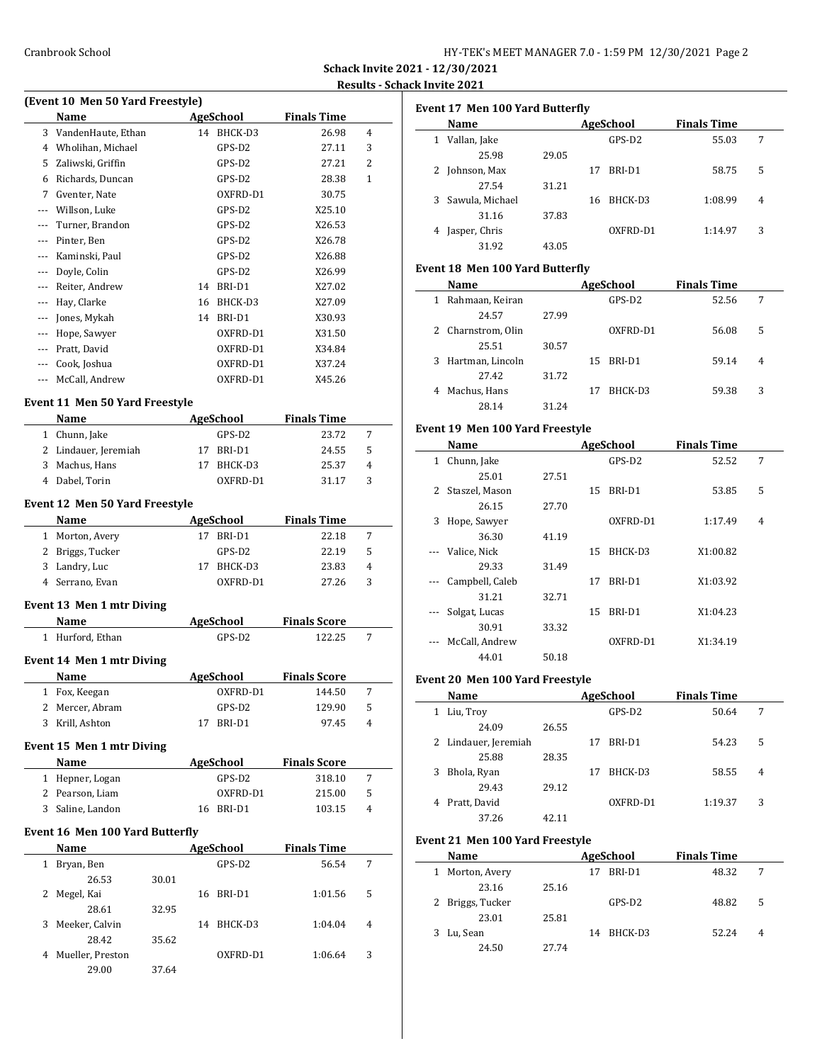## Schack Invite 2021 - 12/30/2021

### Results - Schack Invite 2021

#### (Event 10 Men 50 Yard Freestyle)

| | Name | Age | School | Finals Time | |
|---|---|---|---|---|---|
| 3 | VandenHaute, Ethan | 14 | BHCK-D3 | 26.98 | 4 |
| 4 | Wholihan, Michael | | GPS-D2 | 27.11 | 3 |
| 5 | Zaliwski, Griffin | | GPS-D2 | 27.21 | 2 |
| 6 | Richards, Duncan | | GPS-D2 | 28.38 | 1 |
| 7 | Gventer, Nate | | OXFRD-D1 | 30.75 | |
| --- | Willson, Luke | | GPS-D2 | X25.10 | |
| --- | Turner, Brandon | | GPS-D2 | X26.53 | |
| --- | Pinter, Ben | | GPS-D2 | X26.78 | |
| --- | Kaminski, Paul | | GPS-D2 | X26.88 | |
| --- | Doyle, Colin | | GPS-D2 | X26.99 | |
| --- | Reiter, Andrew | 14 | BRI-D1 | X27.02 | |
| --- | Hay, Clarke | 16 | BHCK-D3 | X27.09 | |
| --- | Jones, Mykah | 14 | BRI-D1 | X30.93 | |
| --- | Hope, Sawyer | | OXFRD-D1 | X31.50 | |
| --- | Pratt, David | | OXFRD-D1 | X34.84 | |
| --- | Cook, Joshua | | OXFRD-D1 | X37.24 | |
| --- | McCall, Andrew | | OXFRD-D1 | X45.26 | |

#### Event 11 Men 50 Yard Freestyle

| | Name | Age | School | Finals Time | |
|---|---|---|---|---|---|
| 1 | Chunn, Jake | | GPS-D2 | 23.72 | 7 |
| 2 | Lindauer, Jeremiah | 17 | BRI-D1 | 24.55 | 5 |
| 3 | Machus, Hans | 17 | BHCK-D3 | 25.37 | 4 |
| 4 | Dabel, Torin | | OXFRD-D1 | 31.17 | 3 |

#### Event 12 Men 50 Yard Freestyle

| | Name | Age | School | Finals Time | |
|---|---|---|---|---|---|
| 1 | Morton, Avery | 17 | BRI-D1 | 22.18 | 7 |
| 2 | Briggs, Tucker | | GPS-D2 | 22.19 | 5 |
| 3 | Landry, Luc | 17 | BHCK-D3 | 23.83 | 4 |
| 4 | Serrano, Evan | | OXFRD-D1 | 27.26 | 3 |

#### Event 13 Men 1 mtr Diving

| | Name | Age | School | Finals Score | |
|---|---|---|---|---|---|
| 1 | Hurford, Ethan | | GPS-D2 | 122.25 | 7 |

#### Event 14 Men 1 mtr Diving

| | Name | Age | School | Finals Score | |
|---|---|---|---|---|---|
| 1 | Fox, Keegan | | OXFRD-D1 | 144.50 | 7 |
| 2 | Mercer, Abram | | GPS-D2 | 129.90 | 5 |
| 3 | Krill, Ashton | 17 | BRI-D1 | 97.45 | 4 |

#### Event 15 Men 1 mtr Diving

| | Name | Age | School | Finals Score | |
|---|---|---|---|---|---|
| 1 | Hepner, Logan | | GPS-D2 | 318.10 | 7 |
| 2 | Pearson, Liam | | OXFRD-D1 | 215.00 | 5 |
| 3 | Saline, Landon | 16 | BRI-D1 | 103.15 | 4 |

#### Event 16 Men 100 Yard Butterfly

| | Name | | Age | School | Finals Time | |
|---|---|---|---|---|---|---|
| 1 | Bryan, Ben | | | GPS-D2 | 56.54 | 7 |
| | 26.53 | 30.01 | | | | |
| 2 | Megel, Kai | | 16 | BRI-D1 | 1:01.56 | 5 |
| | 28.61 | 32.95 | | | | |
| 3 | Meeker, Calvin | | 14 | BHCK-D3 | 1:04.04 | 4 |
| | 28.42 | 35.62 | | | | |
| 4 | Mueller, Preston | | | OXFRD-D1 | 1:06.64 | 3 |
| | 29.00 | 37.64 | | | | |

#### Event 17 Men 100 Yard Butterfly

| | Name | | Age | School | Finals Time | |
|---|---|---|---|---|---|---|
| 1 | Vallan, Jake | | | GPS-D2 | 55.03 | 7 |
| | 25.98 | 29.05 | | | | |
| 2 | Johnson, Max | | 17 | BRI-D1 | 58.75 | 5 |
| | 27.54 | 31.21 | | | | |
| 3 | Sawula, Michael | | 16 | BHCK-D3 | 1:08.99 | 4 |
| | 31.16 | 37.83 | | | | |
| 4 | Jasper, Chris | | | OXFRD-D1 | 1:14.97 | 3 |
| | 31.92 | 43.05 | | | | |

#### Event 18 Men 100 Yard Butterfly

| | Name | | Age | School | Finals Time | |
|---|---|---|---|---|---|---|
| 1 | Rahmaan, Keiran | | | GPS-D2 | 52.56 | 7 |
| | 24.57 | 27.99 | | | | |
| 2 | Charnstrom, Olin | | | OXFRD-D1 | 56.08 | 5 |
| | 25.51 | 30.57 | | | | |
| 3 | Hartman, Lincoln | | 15 | BRI-D1 | 59.14 | 4 |
| | 27.42 | 31.72 | | | | |
| 4 | Machus, Hans | | 17 | BHCK-D3 | 59.38 | 3 |
| | 28.14 | 31.24 | | | | |

#### Event 19 Men 100 Yard Freestyle

| | Name | | Age | School | Finals Time | |
|---|---|---|---|---|---|---|
| 1 | Chunn, Jake | | | GPS-D2 | 52.52 | 7 |
| | 25.01 | 27.51 | | | | |
| 2 | Staszel, Mason | | 15 | BRI-D1 | 53.85 | 5 |
| | 26.15 | 27.70 | | | | |
| 3 | Hope, Sawyer | | | OXFRD-D1 | 1:17.49 | 4 |
| | 36.30 | 41.19 | | | | |
| --- | Valice, Nick | | 15 | BHCK-D3 | X1:00.82 | |
| | 29.33 | 31.49 | | | | |
| --- | Campbell, Caleb | | 17 | BRI-D1 | X1:03.92 | |
| | 31.21 | 32.71 | | | | |
| --- | Solgat, Lucas | | 15 | BRI-D1 | X1:04.23 | |
| | 30.91 | 33.32 | | | | |
| --- | McCall, Andrew | | | OXFRD-D1 | X1:34.19 | |
| | 44.01 | 50.18 | | | | |

#### Event 20 Men 100 Yard Freestyle

| | Name | | Age | School | Finals Time | |
|---|---|---|---|---|---|---|
| 1 | Liu, Troy | | | GPS-D2 | 50.64 | 7 |
| | 24.09 | 26.55 | | | | |
| 2 | Lindauer, Jeremiah | | 17 | BRI-D1 | 54.23 | 5 |
| | 25.88 | 28.35 | | | | |
| 3 | Bhola, Ryan | | 17 | BHCK-D3 | 58.55 | 4 |
| | 29.43 | 29.12 | | | | |
| 4 | Pratt, David | | | OXFRD-D1 | 1:19.37 | 3 |
| | 37.26 | 42.11 | | | | |

#### Event 21 Men 100 Yard Freestyle

| | Name | | Age | School | Finals Time | |
|---|---|---|---|---|---|---|
| 1 | Morton, Avery | | 17 | BRI-D1 | 48.32 | 7 |
| | 23.16 | 25.16 | | | | |
| 2 | Briggs, Tucker | | | GPS-D2 | 48.82 | 5 |
| | 23.01 | 25.81 | | | | |
| 3 | Lu, Sean | | 14 | BHCK-D3 | 52.24 | 4 |
| | 24.50 | 27.74 | | | | |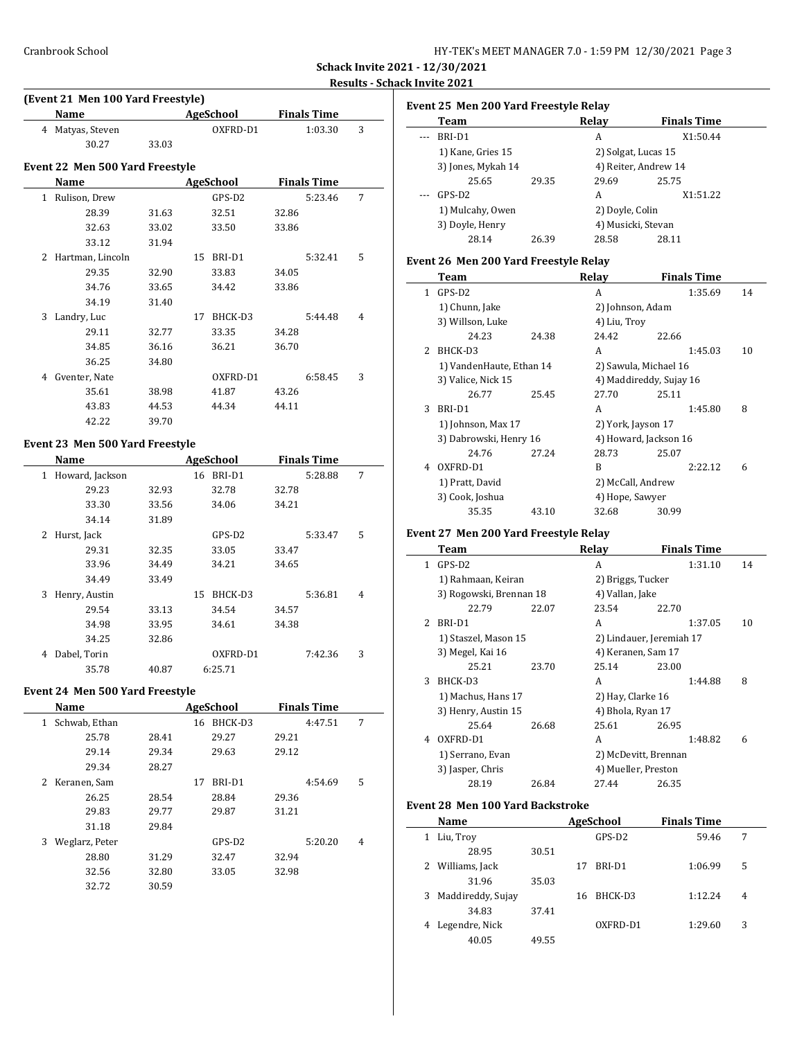## Schack Invite 2021 - 12/30/2021

### Results - Schack Invite 2021

### (Event 21 Men 100 Yard Freestyle)

| | Name | Age | School | Finals Time | |
|---|---|---|---|---|---|
| 4 | Matyas, Steven | | OXFRD-D1 | 1:03.30 | 3 |
| | 30.27 | 33.03 | | | |

### Event 22 Men 500 Yard Freestyle

| | Name | Age | School | Finals Time | |
|---|---|---|---|---|---|
| 1 | Rulison, Drew | | GPS-D2 | 5:23.46 | 7 |
| | 28.39 | 31.63 | 32.51 | 32.86 | |
| | 32.63 | 33.02 | 33.50 | 33.86 | |
| | 33.12 | 31.94 | | | |
| 2 | Hartman, Lincoln | 15 | BRI-D1 | 5:32.41 | 5 |
| | 29.35 | 32.90 | 33.83 | 34.05 | |
| | 34.76 | 33.65 | 34.42 | 33.86 | |
| | 34.19 | 31.40 | | | |
| 3 | Landry, Luc | 17 | BHCK-D3 | 5:44.48 | 4 |
| | 29.11 | 32.77 | 33.35 | 34.28 | |
| | 34.85 | 36.16 | 36.21 | 36.70 | |
| | 36.25 | 34.80 | | | |
| 4 | Gventer, Nate | | OXFRD-D1 | 6:58.45 | 3 |
| | 35.61 | 38.98 | 41.87 | 43.26 | |
| | 43.83 | 44.53 | 44.34 | 44.11 | |
| | 42.22 | 39.70 | | | |

### Event 23 Men 500 Yard Freestyle

| | Name | Age | School | Finals Time | |
|---|---|---|---|---|---|
| 1 | Howard, Jackson | 16 | BRI-D1 | 5:28.88 | 7 |
| | 29.23 | 32.93 | 32.78 | 32.78 | |
| | 33.30 | 33.56 | 34.06 | 34.21 | |
| | 34.14 | 31.89 | | | |
| 2 | Hurst, Jack | | GPS-D2 | 5:33.47 | 5 |
| | 29.31 | 32.35 | 33.05 | 33.47 | |
| | 33.96 | 34.49 | 34.21 | 34.65 | |
| | 34.49 | 33.49 | | | |
| 3 | Henry, Austin | 15 | BHCK-D3 | 5:36.81 | 4 |
| | 29.54 | 33.13 | 34.54 | 34.57 | |
| | 34.98 | 33.95 | 34.61 | 34.38 | |
| | 34.25 | 32.86 | | | |
| 4 | Dabel, Torin | | OXFRD-D1 | 7:42.36 | 3 |
| | 35.78 | 40.87 | 6:25.71 | | |

### Event 24 Men 500 Yard Freestyle

| | Name | Age | School | Finals Time | |
|---|---|---|---|---|---|
| 1 | Schwab, Ethan | 16 | BHCK-D3 | 4:47.51 | 7 |
| | 25.78 | 28.41 | 29.27 | 29.21 | |
| | 29.14 | 29.34 | 29.63 | 29.12 | |
| | 29.34 | 28.27 | | | |
| 2 | Keranen, Sam | 17 | BRI-D1 | 4:54.69 | 5 |
| | 26.25 | 28.54 | 28.84 | 29.36 | |
| | 29.83 | 29.77 | 29.87 | 31.21 | |
| | 31.18 | 29.84 | | | |
| 3 | Weglarz, Peter | | GPS-D2 | 5:20.20 | 4 |
| | 28.80 | 31.29 | 32.47 | 32.94 | |
| | 32.56 | 32.80 | 33.05 | 32.98 | |
| | 32.72 | 30.59 | | | |

### Event 25 Men 200 Yard Freestyle Relay

| | Team | | Relay | Finals Time | |
|---|---|---|---|---|---|
| --- | BRI-D1 | | A | X1:50.44 | |
| | 1) Kane, Gries 15 | | 2) Solgat, Lucas 15 | | |
| | 3) Jones, Mykah 14 | | 4) Reiter, Andrew 14 | | |
| | 25.65 | 29.35 | 29.69 | 25.75 | |
| --- | GPS-D2 | | A | X1:51.22 | |
| | 1) Mulcahy, Owen | | 2) Doyle, Colin | | |
| | 3) Doyle, Henry | | 4) Musicki, Stevan | | |
| | 28.14 | 26.39 | 28.58 | 28.11 | |

### Event 26 Men 200 Yard Freestyle Relay

| | Team | | Relay | Finals Time | |
|---|---|---|---|---|---|
| 1 | GPS-D2 | | A | 1:35.69 | 14 |
| | 1) Chunn, Jake | | 2) Johnson, Adam | | |
| | 3) Willson, Luke | | 4) Liu, Troy | | |
| | 24.23 | 24.38 | 24.42 | 22.66 | |
| 2 | BHCK-D3 | | A | 1:45.03 | 10 |
| | 1) VandenHaute, Ethan 14 | | 2) Sawula, Michael 16 | | |
| | 3) Valice, Nick 15 | | 4) Maddireddy, Sujay 16 | | |
| | 26.77 | 25.45 | 27.70 | 25.11 | |
| 3 | BRI-D1 | | A | 1:45.80 | 8 |
| | 1) Johnson, Max 17 | | 2) York, Jayson 17 | | |
| | 3) Dabrowski, Henry 16 | | 4) Howard, Jackson 16 | | |
| | 24.76 | 27.24 | 28.73 | 25.07 | |
| 4 | OXFRD-D1 | | B | 2:22.12 | 6 |
| | 1) Pratt, David | | 2) McCall, Andrew | | |
| | 3) Cook, Joshua | | 4) Hope, Sawyer | | |
| | 35.35 | 43.10 | 32.68 | 30.99 | |

### Event 27 Men 200 Yard Freestyle Relay

| | Team | | Relay | Finals Time | |
|---|---|---|---|---|---|
| 1 | GPS-D2 | | A | 1:31.10 | 14 |
| | 1) Rahmaan, Keiran | | 2) Briggs, Tucker | | |
| | 3) Rogowski, Brennan 18 | | 4) Vallan, Jake | | |
| | 22.79 | 22.07 | 23.54 | 22.70 | |
| 2 | BRI-D1 | | A | 1:37.05 | 10 |
| | 1) Staszel, Mason 15 | | 2) Lindauer, Jeremiah 17 | | |
| | 3) Megel, Kai 16 | | 4) Keranen, Sam 17 | | |
| | 25.21 | 23.70 | 25.14 | 23.00 | |
| 3 | BHCK-D3 | | A | 1:44.88 | 8 |
| | 1) Machus, Hans 17 | | 2) Hay, Clarke 16 | | |
| | 3) Henry, Austin 15 | | 4) Bhola, Ryan 17 | | |
| | 25.64 | 26.68 | 25.61 | 26.95 | |
| 4 | OXFRD-D1 | | A | 1:48.82 | 6 |
| | 1) Serrano, Evan | | 2) McDevitt, Brennan | | |
| | 3) Jasper, Chris | | 4) Mueller, Preston | | |
| | 28.19 | 26.84 | 27.44 | 26.35 | |

### Event 28 Men 100 Yard Backstroke

| | Name | Age | School | Finals Time | |
|---|---|---|---|---|---|
| 1 | Liu, Troy | | GPS-D2 | 59.46 | 7 |
| | 28.95 | 30.51 | | | |
| 2 | Williams, Jack | 17 | BRI-D1 | 1:06.99 | 5 |
| | 31.96 | 35.03 | | | |
| 3 | Maddireddy, Sujay | 16 | BHCK-D3 | 1:12.24 | 4 |
| | 34.83 | 37.41 | | | |
| 4 | Legendre, Nick | | OXFRD-D1 | 1:29.60 | 3 |
| | 40.05 | 49.55 | | | |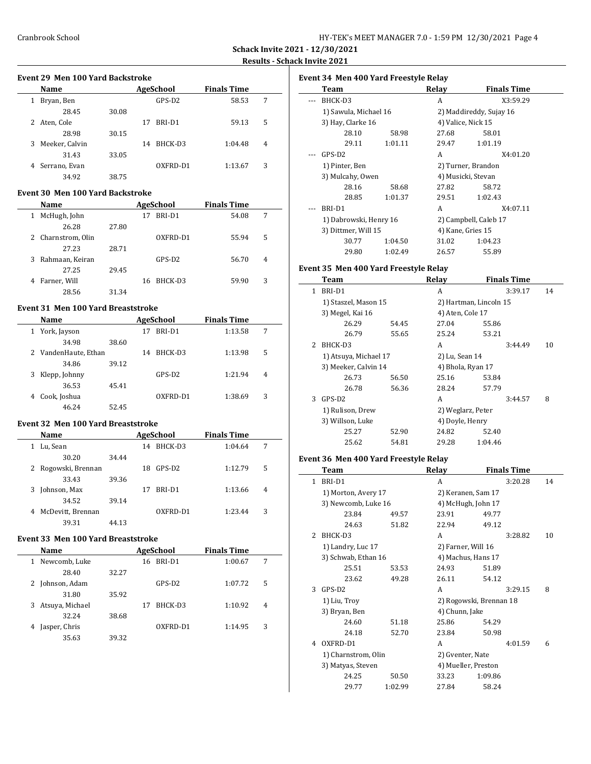**Schack Invite 2021 - 12/30/2021**

**Results - Schack Invite 2021**

### Event 29 Men 100 Yard Backstroke

| | Name | | Age | School | Finals Time | |
|---|---|---|---|---|---|---|
| 1 | Bryan, Ben | | | GPS-D2 | 58.53 | 7 |
| | 28.45 | 30.08 | | | | |
| 2 | Aten, Cole | | 17 | BRI-D1 | 59.13 | 5 |
| | 28.98 | 30.15 | | | | |
| 3 | Meeker, Calvin | | 14 | BHCK-D3 | 1:04.48 | 4 |
| | 31.43 | 33.05 | | | | |
| 4 | Serrano, Evan | | | OXFRD-D1 | 1:13.67 | 3 |
| | 34.92 | 38.75 | | | | |

### Event 30 Men 100 Yard Backstroke

| | Name | | Age | School | Finals Time | |
|---|---|---|---|---|---|---|
| 1 | McHugh, John | | 17 | BRI-D1 | 54.08 | 7 |
| | 26.28 | 27.80 | | | | |
| 2 | Charnstrom, Olin | | | OXFRD-D1 | 55.94 | 5 |
| | 27.23 | 28.71 | | | | |
| 3 | Rahmaan, Keiran | | | GPS-D2 | 56.70 | 4 |
| | 27.25 | 29.45 | | | | |
| 4 | Farner, Will | | 16 | BHCK-D3 | 59.90 | 3 |
| | 28.56 | 31.34 | | | | |

### Event 31 Men 100 Yard Breaststroke

| | Name | | Age | School | Finals Time | |
|---|---|---|---|---|---|---|
| 1 | York, Jayson | | 17 | BRI-D1 | 1:13.58 | 7 |
| | 34.98 | 38.60 | | | | |
| 2 | VandenHaute, Ethan | | 14 | BHCK-D3 | 1:13.98 | 5 |
| | 34.86 | 39.12 | | | | |
| 3 | Klepp, Johnny | | | GPS-D2 | 1:21.94 | 4 |
| | 36.53 | 45.41 | | | | |
| 4 | Cook, Joshua | | | OXFRD-D1 | 1:38.69 | 3 |
| | 46.24 | 52.45 | | | | |

### Event 32 Men 100 Yard Breaststroke

| | Name | | Age | School | Finals Time | |
|---|---|---|---|---|---|---|
| 1 | Lu, Sean | | 14 | BHCK-D3 | 1:04.64 | 7 |
| | 30.20 | 34.44 | | | | |
| 2 | Rogowski, Brennan | | 18 | GPS-D2 | 1:12.79 | 5 |
| | 33.43 | 39.36 | | | | |
| 3 | Johnson, Max | | 17 | BRI-D1 | 1:13.66 | 4 |
| | 34.52 | 39.14 | | | | |
| 4 | McDevitt, Brennan | | | OXFRD-D1 | 1:23.44 | 3 |
| | 39.31 | 44.13 | | | | |

### Event 33 Men 100 Yard Breaststroke

| | Name | | Age | School | Finals Time | |
|---|---|---|---|---|---|---|
| 1 | Newcomb, Luke | | 16 | BRI-D1 | 1:00.67 | 7 |
| | 28.40 | 32.27 | | | | |
| 2 | Johnson, Adam | | | GPS-D2 | 1:07.72 | 5 |
| | 31.80 | 35.92 | | | | |
| 3 | Atsuya, Michael | | 17 | BHCK-D3 | 1:10.92 | 4 |
| | 32.24 | 38.68 | | | | |
| 4 | Jasper, Chris | | | OXFRD-D1 | 1:14.95 | 3 |
| | 35.63 | 39.32 | | | | |

### Event 34 Men 400 Yard Freestyle Relay

| | Team | | Relay | | Finals Time | |
|---|---|---|---|---|---|---|
| --- | BHCK-D3 | | A | | X3:59.29 | |
| | 1) Sawula, Michael 16 | | 2) Maddireddy, Sujay 16 | | | |
| | 3) Hay, Clarke 16 | | 4) Valice, Nick 15 | | | |
| | 28.10 | 58.98 | 27.68 | 58.01 | | |
| | 29.11 | 1:01.11 | 29.47 | 1:01.19 | | |
| --- | GPS-D2 | | A | | X4:01.20 | |
| | 1) Pinter, Ben | | 2) Turner, Brandon | | | |
| | 3) Mulcahy, Owen | | 4) Musicki, Stevan | | | |
| | 28.16 | 58.68 | 27.82 | 58.72 | | |
| | 28.85 | 1:01.37 | 29.51 | 1:02.43 | | |
| --- | BRI-D1 | | A | | X4:07.11 | |
| | 1) Dabrowski, Henry 16 | | 2) Campbell, Caleb 17 | | | |
| | 3) Dittmer, Will 15 | | 4) Kane, Gries 15 | | | |
| | 30.77 | 1:04.50 | 31.02 | 1:04.23 | | |
| | 29.80 | 1:02.49 | 26.57 | 55.89 | | |

### Event 35 Men 400 Yard Freestyle Relay

| | Team | | Relay | | Finals Time | |
|---|---|---|---|---|---|---|
| 1 | BRI-D1 | | A | | 3:39.17 | 14 |
| | 1) Staszel, Mason 15 | | 2) Hartman, Lincoln 15 | | | |
| | 3) Megel, Kai 16 | | 4) Aten, Cole 17 | | | |
| | 26.29 | 54.45 | 27.04 | 55.86 | | |
| | 26.79 | 55.65 | 25.24 | 53.21 | | |
| 2 | BHCK-D3 | | A | | 3:44.49 | 10 |
| | 1) Atsuya, Michael 17 | | 2) Lu, Sean 14 | | | |
| | 3) Meeker, Calvin 14 | | 4) Bhola, Ryan 17 | | | |
| | 26.73 | 56.50 | 25.16 | 53.84 | | |
| | 26.78 | 56.36 | 28.24 | 57.79 | | |
| 3 | GPS-D2 | | A | | 3:44.57 | 8 |
| | 1) Rulison, Drew | | 2) Weglarz, Peter | | | |
| | 3) Willson, Luke | | 4) Doyle, Henry | | | |
| | 25.27 | 52.90 | 24.82 | 52.40 | | |
| | 25.62 | 54.81 | 29.28 | 1:04.46 | | |

### Event 36 Men 400 Yard Freestyle Relay

| | Team | | Relay | | Finals Time | |
|---|---|---|---|---|---|---|
| 1 | BRI-D1 | | A | | 3:20.28 | 14 |
| | 1) Morton, Avery 17 | | 2) Keranen, Sam 17 | | | |
| | 3) Newcomb, Luke 16 | | 4) McHugh, John 17 | | | |
| | 23.84 | 49.57 | 23.91 | 49.77 | | |
| | 24.63 | 51.82 | 22.94 | 49.12 | | |
| 2 | BHCK-D3 | | A | | 3:28.82 | 10 |
| | 1) Landry, Luc 17 | | 2) Farner, Will 16 | | | |
| | 3) Schwab, Ethan 16 | | 4) Machus, Hans 17 | | | |
| | 25.51 | 53.53 | 24.93 | 51.89 | | |
| | 23.62 | 49.28 | 26.11 | 54.12 | | |
| 3 | GPS-D2 | | A | | 3:29.15 | 8 |
| | 1) Liu, Troy | | 2) Rogowski, Brennan 18 | | | |
| | 3) Bryan, Ben | | 4) Chunn, Jake | | | |
| | 24.60 | 51.18 | 25.86 | 54.29 | | |
| | 24.18 | 52.70 | 23.84 | 50.98 | | |
| 4 | OXFRD-D1 | | A | | 4:01.59 | 6 |
| | 1) Charnstrom, Olin | | 2) Gventer, Nate | | | |
| | 3) Matyas, Steven | | 4) Mueller, Preston | | | |
| | 24.25 | 50.50 | 33.23 | 1:09.86 | | |
| | 29.77 | 1:02.99 | 27.84 | 58.24 | | |